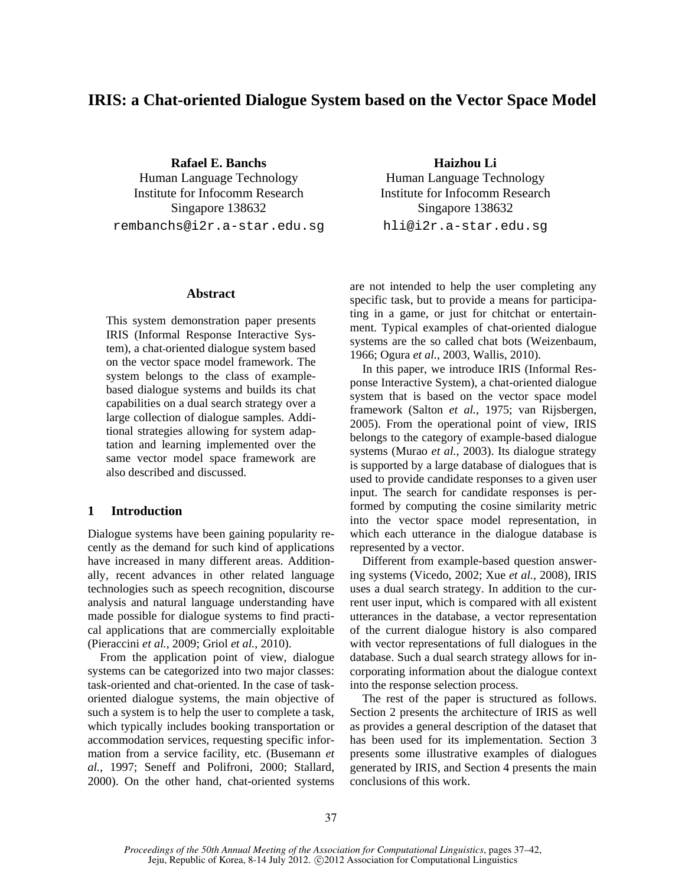# IRIS: a Chat-oriented Dialogue System based on the Vector Space Model

**Rafael E. Banchs**
Human Language Technology
Institute for Infocomm Research
Singapore 138632
rembanchs@i2r.a-star.edu.sg

**Haizhou Li**
Human Language Technology
Institute for Infocomm Research
Singapore 138632
hli@i2r.a-star.edu.sg

## Abstract

This system demonstration paper presents IRIS (Informal Response Interactive System), a chat-oriented dialogue system based on the vector space model framework. The system belongs to the class of example-based dialogue systems and builds its chat capabilities on a dual search strategy over a large collection of dialogue samples. Additional strategies allowing for system adaptation and learning implemented over the same vector model space framework are also described and discussed.

## 1 Introduction

Dialogue systems have been gaining popularity recently as the demand for such kind of applications have increased in many different areas. Additionally, recent advances in other related language technologies such as speech recognition, discourse analysis and natural language understanding have made possible for dialogue systems to find practical applications that are commercially exploitable (Pieraccini *et al.*, 2009; Griol *et al.*, 2010).

From the application point of view, dialogue systems can be categorized into two major classes: task-oriented and chat-oriented. In the case of task-oriented dialogue systems, the main objective of such a system is to help the user to complete a task, which typically includes booking transportation or accommodation services, requesting specific information from a service facility, etc. (Busemann *et al.*, 1997; Seneff and Polifroni, 2000; Stallard, 2000). On the other hand, chat-oriented systems are not intended to help the user completing any specific task, but to provide a means for participating in a game, or just for chitchat or entertainment. Typical examples of chat-oriented dialogue systems are the so called chat bots (Weizenbaum, 1966; Ogura *et al.*, 2003, Wallis, 2010).

In this paper, we introduce IRIS (Informal Response Interactive System), a chat-oriented dialogue system that is based on the vector space model framework (Salton *et al.*, 1975; van Rijsbergen, 2005). From the operational point of view, IRIS belongs to the category of example-based dialogue systems (Murao *et al.*, 2003). Its dialogue strategy is supported by a large database of dialogues that is used to provide candidate responses to a given user input. The search for candidate responses is performed by computing the cosine similarity metric into the vector space model representation, in which each utterance in the dialogue database is represented by a vector.

Different from example-based question answering systems (Vicedo, 2002; Xue *et al.*, 2008), IRIS uses a dual search strategy. In addition to the current user input, which is compared with all existent utterances in the database, a vector representation of the current dialogue history is also compared with vector representations of full dialogues in the database. Such a dual search strategy allows for incorporating information about the dialogue context into the response selection process.

The rest of the paper is structured as follows. Section 2 presents the architecture of IRIS as well as provides a general description of the dataset that has been used for its implementation. Section 3 presents some illustrative examples of dialogues generated by IRIS, and Section 4 presents the main conclusions of this work.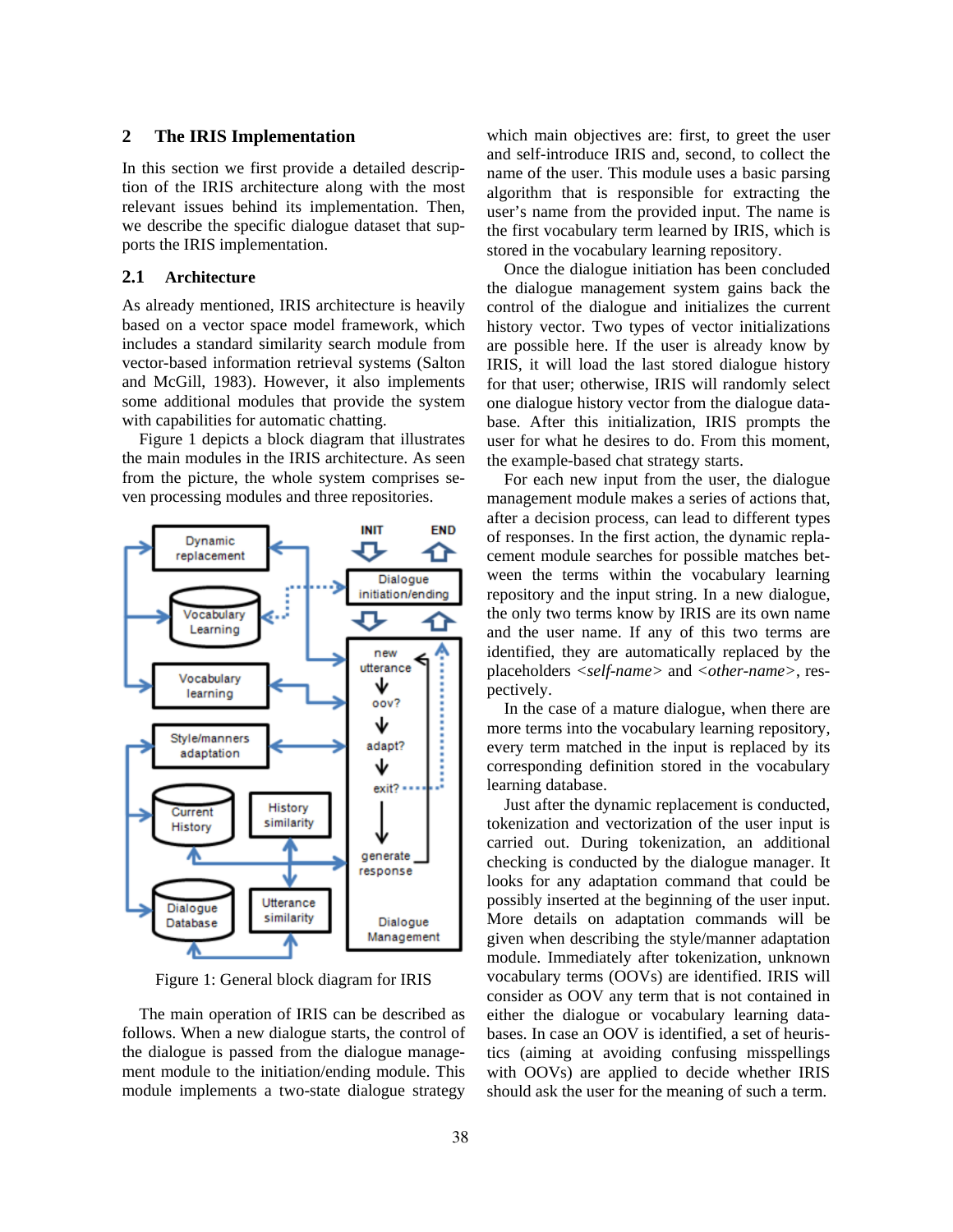## 2 The IRIS Implementation

In this section we first provide a detailed description of the IRIS architecture along with the most relevant issues behind its implementation. Then, we describe the specific dialogue dataset that supports the IRIS implementation.

### 2.1 Architecture

As already mentioned, IRIS architecture is heavily based on a vector space model framework, which includes a standard similarity search module from vector-based information retrieval systems (Salton and McGill, 1983). However, it also implements some additional modules that provide the system with capabilities for automatic chatting.

Figure 1 depicts a block diagram that illustrates the main modules in the IRIS architecture. As seen from the picture, the whole system comprises seven processing modules and three repositories.

Figure 1: General block diagram for IRIS

The main operation of IRIS can be described as follows. When a new dialogue starts, the control of the dialogue is passed from the dialogue management module to the initiation/ending module. This module implements a two-state dialogue strategy which main objectives are: first, to greet the user and self-introduce IRIS and, second, to collect the name of the user. This module uses a basic parsing algorithm that is responsible for extracting the user's name from the provided input. The name is the first vocabulary term learned by IRIS, which is stored in the vocabulary learning repository.

Once the dialogue initiation has been concluded the dialogue management system gains back the control of the dialogue and initializes the current history vector. Two types of vector initializations are possible here. If the user is already know by IRIS, it will load the last stored dialogue history for that user; otherwise, IRIS will randomly select one dialogue history vector from the dialogue database. After this initialization, IRIS prompts the user for what he desires to do. From this moment, the example-based chat strategy starts.

For each new input from the user, the dialogue management module makes a series of actions that, after a decision process, can lead to different types of responses. In the first action, the dynamic replacement module searches for possible matches between the terms within the vocabulary learning repository and the input string. In a new dialogue, the only two terms know by IRIS are its own name and the user name. If any of this two terms are identified, they are automatically replaced by the placeholders <*self-name*> and <*other-name*>, respectively.

In the case of a mature dialogue, when there are more terms into the vocabulary learning repository, every term matched in the input is replaced by its corresponding definition stored in the vocabulary learning database.

Just after the dynamic replacement is conducted, tokenization and vectorization of the user input is carried out. During tokenization, an additional checking is conducted by the dialogue manager. It looks for any adaptation command that could be possibly inserted at the beginning of the user input. More details on adaptation commands will be given when describing the style/manner adaptation module. Immediately after tokenization, unknown vocabulary terms (OOVs) are identified. IRIS will consider as OOV any term that is not contained in either the dialogue or vocabulary learning databases. In case an OOV is identified, a set of heuristics (aiming at avoiding confusing misspellings with OOVs) are applied to decide whether IRIS should ask the user for the meaning of such a term.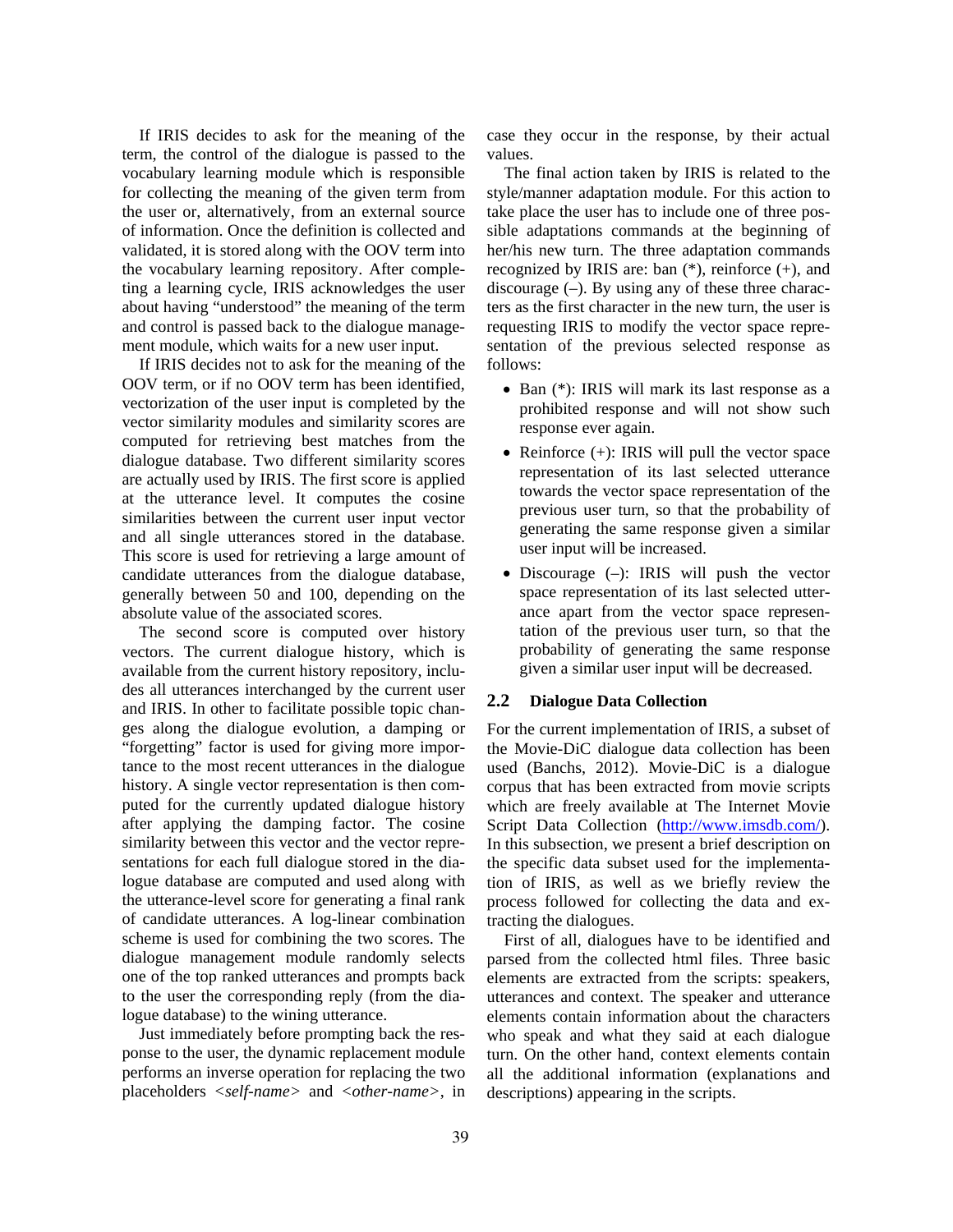If IRIS decides to ask for the meaning of the term, the control of the dialogue is passed to the vocabulary learning module which is responsible for collecting the meaning of the given term from the user or, alternatively, from an external source of information. Once the definition is collected and validated, it is stored along with the OOV term into the vocabulary learning repository. After completing a learning cycle, IRIS acknowledges the user about having "understood" the meaning of the term and control is passed back to the dialogue management module, which waits for a new user input.

If IRIS decides not to ask for the meaning of the OOV term, or if no OOV term has been identified, vectorization of the user input is completed by the vector similarity modules and similarity scores are computed for retrieving best matches from the dialogue database. Two different similarity scores are actually used by IRIS. The first score is applied at the utterance level. It computes the cosine similarities between the current user input vector and all single utterances stored in the database. This score is used for retrieving a large amount of candidate utterances from the dialogue database, generally between 50 and 100, depending on the absolute value of the associated scores.

The second score is computed over history vectors. The current dialogue history, which is available from the current history repository, includes all utterances interchanged by the current user and IRIS. In other to facilitate possible topic changes along the dialogue evolution, a damping or "forgetting" factor is used for giving more importance to the most recent utterances in the dialogue history. A single vector representation is then computed for the currently updated dialogue history after applying the damping factor. The cosine similarity between this vector and the vector representations for each full dialogue stored in the dialogue database are computed and used along with the utterance-level score for generating a final rank of candidate utterances. A log-linear combination scheme is used for combining the two scores. The dialogue management module randomly selects one of the top ranked utterances and prompts back to the user the corresponding reply (from the dialogue database) to the wining utterance.

Just immediately before prompting back the response to the user, the dynamic replacement module performs an inverse operation for replacing the two placeholders *<self-name>* and *<other-name>*, in case they occur in the response, by their actual values.

The final action taken by IRIS is related to the style/manner adaptation module. For this action to take place the user has to include one of three possible adaptations commands at the beginning of her/his new turn. The three adaptation commands recognized by IRIS are: ban (*), reinforce (+), and discourage (–). By using any of these three characters as the first character in the new turn, the user is requesting IRIS to modify the vector space representation of the previous selected response as follows:

- Ban (*): IRIS will mark its last response as a prohibited response and will not show such response ever again.
- Reinforce (+): IRIS will pull the vector space representation of its last selected utterance towards the vector space representation of the previous user turn, so that the probability of generating the same response given a similar user input will be increased.
- Discourage (–): IRIS will push the vector space representation of its last selected utterance apart from the vector space representation of the previous user turn, so that the probability of generating the same response given a similar user input will be decreased.

## 2.2 Dialogue Data Collection

For the current implementation of IRIS, a subset of the Movie-DiC dialogue data collection has been used (Banchs, 2012). Movie-DiC is a dialogue corpus that has been extracted from movie scripts which are freely available at The Internet Movie Script Data Collection (http://www.imsdb.com/). In this subsection, we present a brief description on the specific data subset used for the implementation of IRIS, as well as we briefly review the process followed for collecting the data and extracting the dialogues.

First of all, dialogues have to be identified and parsed from the collected html files. Three basic elements are extracted from the scripts: speakers, utterances and context. The speaker and utterance elements contain information about the characters who speak and what they said at each dialogue turn. On the other hand, context elements contain all the additional information (explanations and descriptions) appearing in the scripts.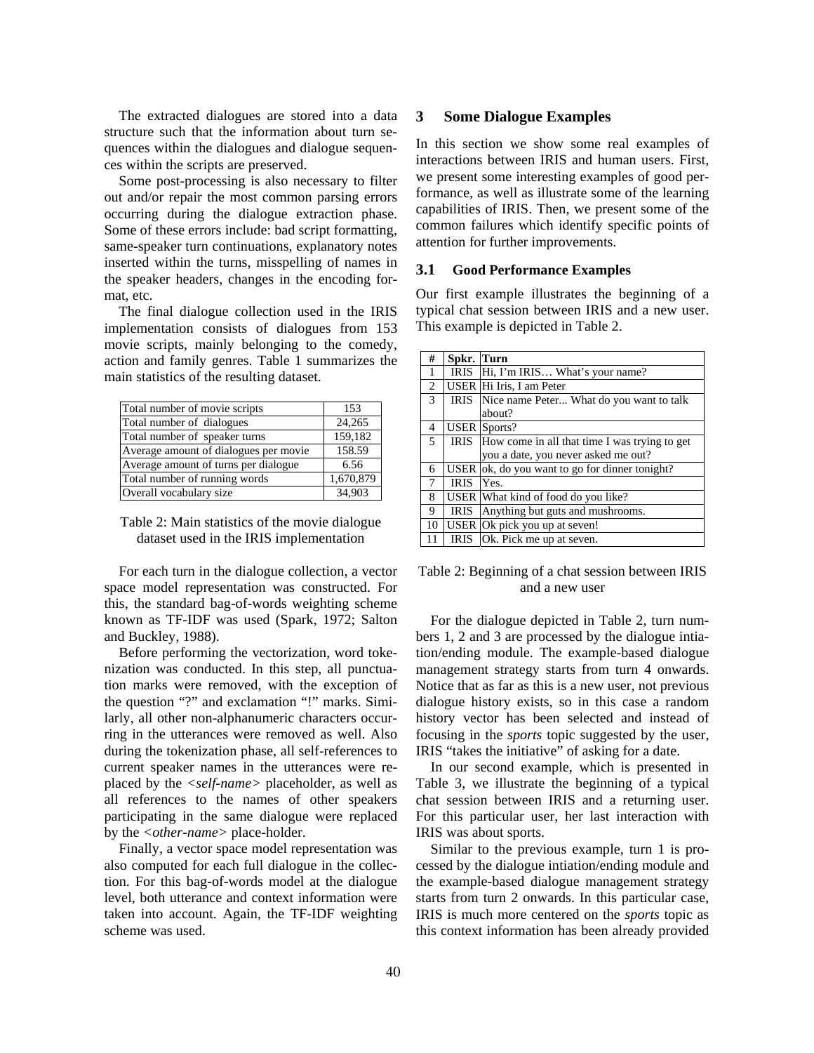The extracted dialogues are stored into a data structure such that the information about turn sequences within the dialogues and dialogue sequences within the scripts are preserved.

Some post-processing is also necessary to filter out and/or repair the most common parsing errors occurring during the dialogue extraction phase. Some of these errors include: bad script formatting, same-speaker turn continuations, explanatory notes inserted within the turns, misspelling of names in the speaker headers, changes in the encoding format, etc.

The final dialogue collection used in the IRIS implementation consists of dialogues from 153 movie scripts, mainly belonging to the comedy, action and family genres. Table 1 summarizes the main statistics of the resulting dataset.

| | |
|---|---|
| Total number of movie scripts | 153 |
| Total number of dialogues | 24,265 |
| Total number of speaker turns | 159,182 |
| Average amount of dialogues per movie | 158.59 |
| Average amount of turns per dialogue | 6.56 |
| Total number of running words | 1,670,879 |
| Overall vocabulary size | 34,903 |

Table 2: Main statistics of the movie dialogue dataset used in the IRIS implementation

For each turn in the dialogue collection, a vector space model representation was constructed. For this, the standard bag-of-words weighting scheme known as TF-IDF was used (Spark, 1972; Salton and Buckley, 1988).

Before performing the vectorization, word tokenization was conducted. In this step, all punctuation marks were removed, with the exception of the question "?" and exclamation "!" marks. Similarly, all other non-alphanumeric characters occurring in the utterances were removed as well. Also during the tokenization phase, all self-references to current speaker names in the utterances were replaced by the *<self-name>* placeholder, as well as all references to the names of other speakers participating in the same dialogue were replaced by the *<other-name>* place-holder.

Finally, a vector space model representation was also computed for each full dialogue in the collection. For this bag-of-words model at the dialogue level, both utterance and context information were taken into account. Again, the TF-IDF weighting scheme was used.

## 3 Some Dialogue Examples

In this section we show some real examples of interactions between IRIS and human users. First, we present some interesting examples of good performance, as well as illustrate some of the learning capabilities of IRIS. Then, we present some of the common failures which identify specific points of attention for further improvements.

### 3.1 Good Performance Examples

Our first example illustrates the beginning of a typical chat session between IRIS and a new user. This example is depicted in Table 2.

| # | Spkr. | Turn |
|---|---|---|
| 1 | IRIS | Hi, I'm IRIS… What's your name? |
| 2 | USER | Hi Iris, I am Peter |
| 3 | IRIS | Nice name Peter... What do you want to talk about? |
| 4 | USER | Sports? |
| 5 | IRIS | How come in all that time I was trying to get you a date, you never asked me out? |
| 6 | USER | ok, do you want to go for dinner tonight? |
| 7 | IRIS | Yes. |
| 8 | USER | What kind of food do you like? |
| 9 | IRIS | Anything but guts and mushrooms. |
| 10 | USER | Ok pick you up at seven! |
| 11 | IRIS | Ok. Pick me up at seven. |

Table 2: Beginning of a chat session between IRIS and a new user

For the dialogue depicted in Table 2, turn numbers 1, 2 and 3 are processed by the dialogue intiation/ending module. The example-based dialogue management strategy starts from turn 4 onwards. Notice that as far as this is a new user, not previous dialogue history exists, so in this case a random history vector has been selected and instead of focusing in the *sports* topic suggested by the user, IRIS "takes the initiative" of asking for a date.

In our second example, which is presented in Table 3, we illustrate the beginning of a typical chat session between IRIS and a returning user. For this particular user, her last interaction with IRIS was about sports.

Similar to the previous example, turn 1 is processed by the dialogue intiation/ending module and the example-based dialogue management strategy starts from turn 2 onwards. In this particular case, IRIS is much more centered on the *sports* topic as this context information has been already provided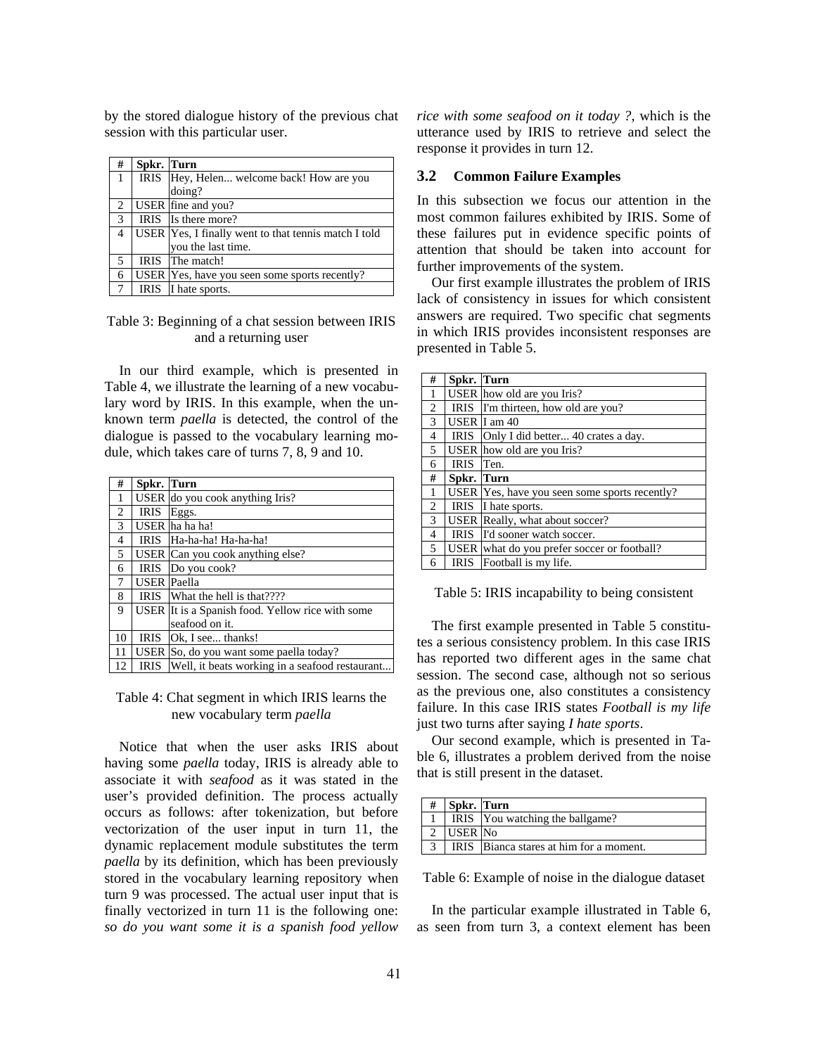by the stored dialogue history of the previous chat session with this particular user.

| # | Spkr. | Turn |
|---|---|---|
| 1 | IRIS | Hey, Helen... welcome back! How are you doing? |
| 2 | USER | fine and you? |
| 3 | IRIS | Is there more? |
| 4 | USER | Yes, I finally went to that tennis match I told you the last time. |
| 5 | IRIS | The match! |
| 6 | USER | Yes, have you seen some sports recently? |
| 7 | IRIS | I hate sports. |

Table 3: Beginning of a chat session between IRIS and a returning user

In our third example, which is presented in Table 4, we illustrate the learning of a new vocabulary word by IRIS. In this example, when the unknown term *paella* is detected, the control of the dialogue is passed to the vocabulary learning module, which takes care of turns 7, 8, 9 and 10.

| # | Spkr. | Turn |
|---|---|---|
| 1 | USER | do you cook anything Iris? |
| 2 | IRIS | Eggs. |
| 3 | USER | ha ha ha! |
| 4 | IRIS | Ha-ha-ha! Ha-ha-ha! |
| 5 | USER | Can you cook anything else? |
| 6 | IRIS | Do you cook? |
| 7 | USER | Paella |
| 8 | IRIS | What the hell is that???? |
| 9 | USER | It is a Spanish food. Yellow rice with some seafood on it. |
| 10 | IRIS | Ok, I see... thanks! |
| 11 | USER | So, do you want some paella today? |
| 12 | IRIS | Well, it beats working in a seafood restaurant... |

Table 4: Chat segment in which IRIS learns the new vocabulary term *paella*

Notice that when the user asks IRIS about having some *paella* today, IRIS is already able to associate it with *seafood* as it was stated in the user's provided definition. The process actually occurs as follows: after tokenization, but before vectorization of the user input in turn 11, the dynamic replacement module substitutes the term *paella* by its definition, which has been previously stored in the vocabulary learning repository when turn 9 was processed. The actual user input that is finally vectorized in turn 11 is the following one: *so do you want some it is a spanish food yellow rice with some seafood on it today ?*, which is the utterance used by IRIS to retrieve and select the response it provides in turn 12.

### 3.2 Common Failure Examples

In this subsection we focus our attention in the most common failures exhibited by IRIS. Some of these failures put in evidence specific points of attention that should be taken into account for further improvements of the system.

Our first example illustrates the problem of IRIS lack of consistency in issues for which consistent answers are required. Two specific chat segments in which IRIS provides inconsistent responses are presented in Table 5.

| # | Spkr. | Turn |
|---|---|---|
| 1 | USER | how old are you Iris? |
| 2 | IRIS | I'm thirteen, how old are you? |
| 3 | USER | I am 40 |
| 4 | IRIS | Only I did better... 40 crates a day. |
| 5 | USER | how old are you Iris? |
| 6 | IRIS | Ten. |
| **#** | **Spkr.** | **Turn** |
| 1 | USER | Yes, have you seen some sports recently? |
| 2 | IRIS | I hate sports. |
| 3 | USER | Really, what about soccer? |
| 4 | IRIS | I'd sooner watch soccer. |
| 5 | USER | what do you prefer soccer or football? |
| 6 | IRIS | Football is my life. |

Table 5: IRIS incapability to being consistent

The first example presented in Table 5 constitutes a serious consistency problem. In this case IRIS has reported two different ages in the same chat session. The second case, although not so serious as the previous one, also constitutes a consistency failure. In this case IRIS states *Football is my life* just two turns after saying *I hate sports*.

Our second example, which is presented in Table 6, illustrates a problem derived from the noise that is still present in the dataset.

| # | Spkr. | Turn |
|---|---|---|
| 1 | IRIS | You watching the ballgame? |
| 2 | USER | No |
| 3 | IRIS | Bianca stares at him for a moment. |

Table 6: Example of noise in the dialogue dataset

In the particular example illustrated in Table 6, as seen from turn 3, a context element has been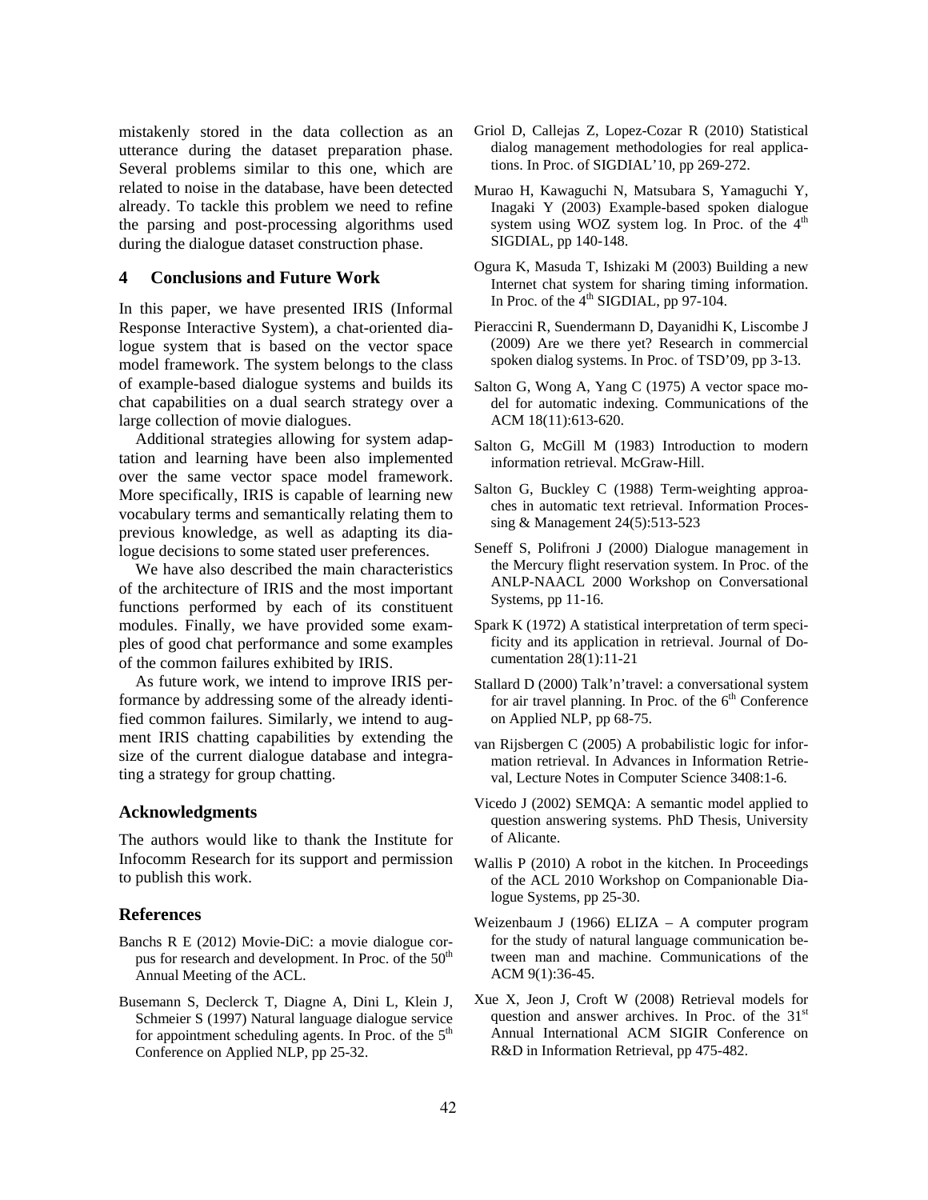mistakenly stored in the data collection as an utterance during the dataset preparation phase. Several problems similar to this one, which are related to noise in the database, have been detected already. To tackle this problem we need to refine the parsing and post-processing algorithms used during the dialogue dataset construction phase.

## 4 Conclusions and Future Work

In this paper, we have presented IRIS (Informal Response Interactive System), a chat-oriented dialogue system that is based on the vector space model framework. The system belongs to the class of example-based dialogue systems and builds its chat capabilities on a dual search strategy over a large collection of movie dialogues.

Additional strategies allowing for system adaptation and learning have been also implemented over the same vector space model framework. More specifically, IRIS is capable of learning new vocabulary terms and semantically relating them to previous knowledge, as well as adapting its dialogue decisions to some stated user preferences.

We have also described the main characteristics of the architecture of IRIS and the most important functions performed by each of its constituent modules. Finally, we have provided some examples of good chat performance and some examples of the common failures exhibited by IRIS.

As future work, we intend to improve IRIS performance by addressing some of the already identified common failures. Similarly, we intend to augment IRIS chatting capabilities by extending the size of the current dialogue database and integrating a strategy for group chatting.

## Acknowledgments

The authors would like to thank the Institute for Infocomm Research for its support and permission to publish this work.

## References

Banchs R E (2012) Movie-DiC: a movie dialogue corpus for research and development. In Proc. of the 50th Annual Meeting of the ACL.

Busemann S, Declerck T, Diagne A, Dini L, Klein J, Schmeier S (1997) Natural language dialogue service for appointment scheduling agents. In Proc. of the 5th Conference on Applied NLP, pp 25-32.

Griol D, Callejas Z, Lopez-Cozar R (2010) Statistical dialog management methodologies for real applications. In Proc. of SIGDIAL'10, pp 269-272.

Murao H, Kawaguchi N, Matsubara S, Yamaguchi Y, Inagaki Y (2003) Example-based spoken dialogue system using WOZ system log. In Proc. of the 4th SIGDIAL, pp 140-148.

Ogura K, Masuda T, Ishizaki M (2003) Building a new Internet chat system for sharing timing information. In Proc. of the 4th SIGDIAL, pp 97-104.

Pieraccini R, Suendermann D, Dayanidhi K, Liscombe J (2009) Are we there yet? Research in commercial spoken dialog systems. In Proc. of TSD'09, pp 3-13.

Salton G, Wong A, Yang C (1975) A vector space model for automatic indexing. Communications of the ACM 18(11):613-620.

Salton G, McGill M (1983) Introduction to modern information retrieval. McGraw-Hill.

Salton G, Buckley C (1988) Term-weighting approaches in automatic text retrieval. Information Processing & Management 24(5):513-523

Seneff S, Polifroni J (2000) Dialogue management in the Mercury flight reservation system. In Proc. of the ANLP-NAACL 2000 Workshop on Conversational Systems, pp 11-16.

Spark K (1972) A statistical interpretation of term specificity and its application in retrieval. Journal of Documentation 28(1):11-21

Stallard D (2000) Talk'n'travel: a conversational system for air travel planning. In Proc. of the 6th Conference on Applied NLP, pp 68-75.

van Rijsbergen C (2005) A probabilistic logic for information retrieval. In Advances in Information Retrieval, Lecture Notes in Computer Science 3408:1-6.

Vicedo J (2002) SEMQA: A semantic model applied to question answering systems. PhD Thesis, University of Alicante.

Wallis P (2010) A robot in the kitchen. In Proceedings of the ACL 2010 Workshop on Companionable Dialogue Systems, pp 25-30.

Weizenbaum J (1966) ELIZA – A computer program for the study of natural language communication between man and machine. Communications of the ACM 9(1):36-45.

Xue X, Jeon J, Croft W (2008) Retrieval models for question and answer archives. In Proc. of the 31st Annual International ACM SIGIR Conference on R&D in Information Retrieval, pp 475-482.